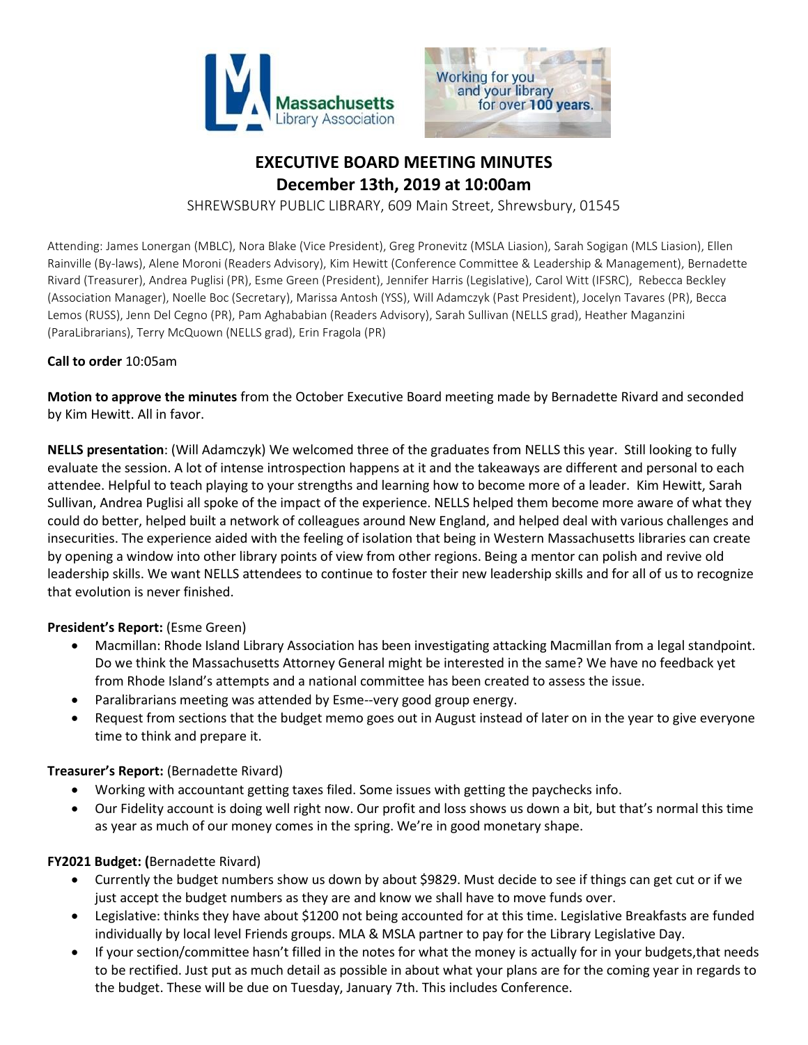# EXECUTIVE BOARD MEETING MINUTES

## December 13th, 2019 at 10:00am

SHREWSBURY PUBLIC LIBRARY, 609 Main Street, Shrewsbury, 01545

Attending: James Lonergan (MBLC), Nora Blake (Vice President), Greg Pronevitz (MSLA Liasion), Sarah Sogigan (MLS Liasion), Ellen Rainville (By-laws), Alene Moroni (Readers Advisory), Kim Hewitt (Conference Committee & Leadership & Management), Bernadette Rivard (Treasurer), Andrea Puglisi (PR), Esme Green (President), Jennifer Harris (Legislative), Carol Witt (IFSRC), Rebecca Beckley (Association Manager), Noelle Boc (Secretary), Marissa Antosh (YSS), Will Adamczyk (Past President), Jocelyn Tavares (PR), Becca Lemos (RUSS), Jenn Del Cegno (PR), Pam Aghababian (Readers Advisory), Sarah Sullivan (NELLS grad), Heather Maganzini (ParaLibrarians), Terry McQuown (NELLS grad), Erin Fragola (PR)

**Call to order** 10:05am

**Motion to approve the minutes** from the October Executive Board meeting made by Bernadette Rivard and seconded by Kim Hewitt. All in favor.

**NELLS presentation**: (Will Adamczyk) We welcomed three of the graduates from NELLS this year. Still looking to fully evaluate the session. A lot of intense introspection happens at it and the takeaways are different and personal to each attendee. Helpful to teach playing to your strengths and learning how to become more of a leader. Kim Hewitt, Sarah Sullivan, Andrea Puglisi all spoke of the impact of the experience. NELLS helped them become more aware of what they could do better, helped built a network of colleagues around New England, and helped deal with various challenges and insecurities. The experience aided with the feeling of isolation that being in Western Massachusetts libraries can create by opening a window into other library points of view from other regions. Being a mentor can polish and revive old leadership skills. We want NELLS attendees to continue to foster their new leadership skills and for all of us to recognize that evolution is never finished.

**President's Report:** (Esme Green)

- Macmillan: Rhode Island Library Association has been investigating attacking Macmillan from a legal standpoint. Do we think the Massachusetts Attorney General might be interested in the same? We have no feedback yet from Rhode Island's attempts and a national committee has been created to assess the issue.
- Paralibrarians meeting was attended by Esme--very good group energy.
- Request from sections that the budget memo goes out in August instead of later on in the year to give everyone time to think and prepare it.

**Treasurer's Report:** (Bernadette Rivard)

- Working with accountant getting taxes filed. Some issues with getting the paychecks info.
- Our Fidelity account is doing well right now. Our profit and loss shows us down a bit, but that's normal this time as year as much of our money comes in the spring. We're in good monetary shape.

**FY2021 Budget: (**Bernadette Rivard)

- Currently the budget numbers show us down by about $9829. Must decide to see if things can get cut or if we just accept the budget numbers as they are and know we shall have to move funds over.
- Legislative: thinks they have about $1200 not being accounted for at this time. Legislative Breakfasts are funded individually by local level Friends groups. MLA & MSLA partner to pay for the Library Legislative Day.
- If your section/committee hasn't filled in the notes for what the money is actually for in your budgets,that needs to be rectified. Just put as much detail as possible in about what your plans are for the coming year in regards to the budget. These will be due on Tuesday, January 7th. This includes Conference.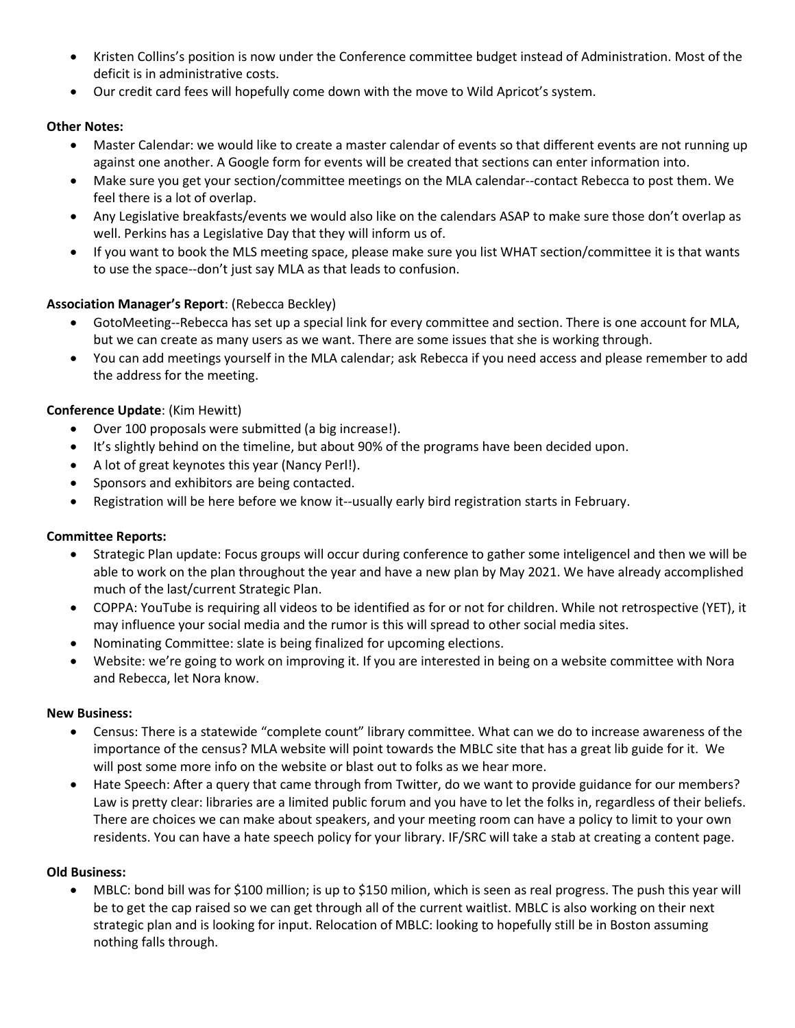- Kristen Collins's position is now under the Conference committee budget instead of Administration. Most of the deficit is in administrative costs.
- Our credit card fees will hopefully come down with the move to Wild Apricot's system.

**Other Notes:**

- Master Calendar: we would like to create a master calendar of events so that different events are not running up against one another. A Google form for events will be created that sections can enter information into.
- Make sure you get your section/committee meetings on the MLA calendar--contact Rebecca to post them. We feel there is a lot of overlap.
- Any Legislative breakfasts/events we would also like on the calendars ASAP to make sure those don't overlap as well. Perkins has a Legislative Day that they will inform us of.
- If you want to book the MLS meeting space, please make sure you list WHAT section/committee it is that wants to use the space--don't just say MLA as that leads to confusion.

**Association Manager's Report**: (Rebecca Beckley)

- GotoMeeting--Rebecca has set up a special link for every committee and section. There is one account for MLA, but we can create as many users as we want. There are some issues that she is working through.
- You can add meetings yourself in the MLA calendar; ask Rebecca if you need access and please remember to add the address for the meeting.

**Conference Update**: (Kim Hewitt)

- Over 100 proposals were submitted (a big increase!).
- It's slightly behind on the timeline, but about 90% of the programs have been decided upon.
- A lot of great keynotes this year (Nancy Perl!).
- Sponsors and exhibitors are being contacted.
- Registration will be here before we know it--usually early bird registration starts in February.

**Committee Reports:**

- Strategic Plan update: Focus groups will occur during conference to gather some inteligencel and then we will be able to work on the plan throughout the year and have a new plan by May 2021. We have already accomplished much of the last/current Strategic Plan.
- COPPA: YouTube is requiring all videos to be identified as for or not for children. While not retrospective (YET), it may influence your social media and the rumor is this will spread to other social media sites.
- Nominating Committee: slate is being finalized for upcoming elections.
- Website: we're going to work on improving it. If you are interested in being on a website committee with Nora and Rebecca, let Nora know.

**New Business:**

- Census: There is a statewide "complete count" library committee. What can we do to increase awareness of the importance of the census? MLA website will point towards the MBLC site that has a great lib guide for it. We will post some more info on the website or blast out to folks as we hear more.
- Hate Speech: After a query that came through from Twitter, do we want to provide guidance for our members? Law is pretty clear: libraries are a limited public forum and you have to let the folks in, regardless of their beliefs. There are choices we can make about speakers, and your meeting room can have a policy to limit to your own residents. You can have a hate speech policy for your library. IF/SRC will take a stab at creating a content page.

**Old Business:**

- MBLC: bond bill was for \$100 million; is up to \$150 milion, which is seen as real progress. The push this year will be to get the cap raised so we can get through all of the current waitlist. MBLC is also working on their next strategic plan and is looking for input. Relocation of MBLC: looking to hopefully still be in Boston assuming nothing falls through.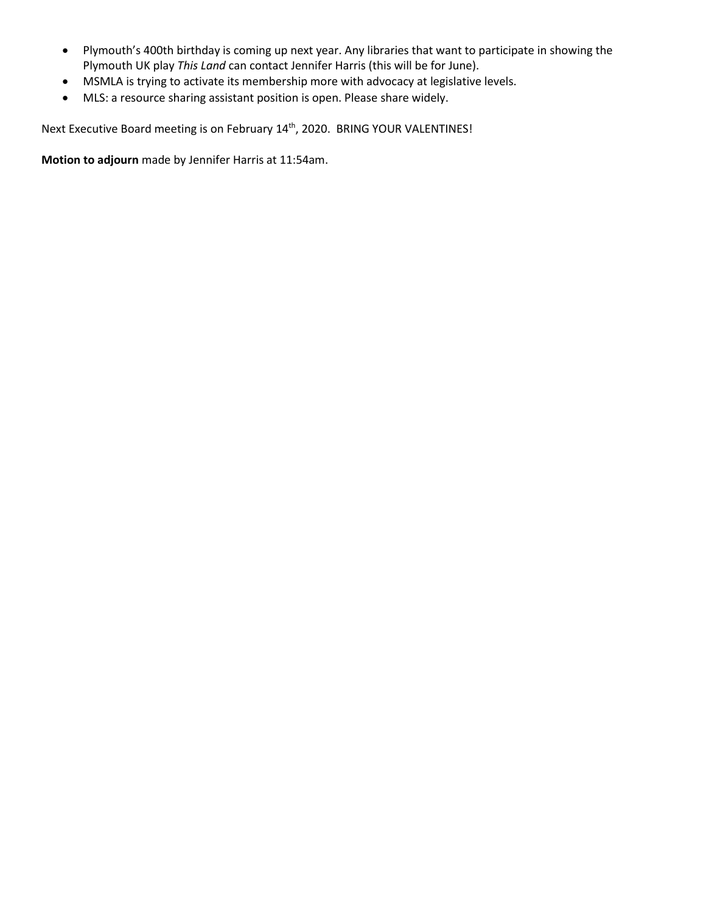- Plymouth's 400th birthday is coming up next year. Any libraries that want to participate in showing the Plymouth UK play *This Land* can contact Jennifer Harris (this will be for June).
- MSMLA is trying to activate its membership more with advocacy at legislative levels.
- MLS: a resource sharing assistant position is open. Please share widely.

Next Executive Board meeting is on February 14th, 2020. BRING YOUR VALENTINES!

**Motion to adjourn** made by Jennifer Harris at 11:54am.